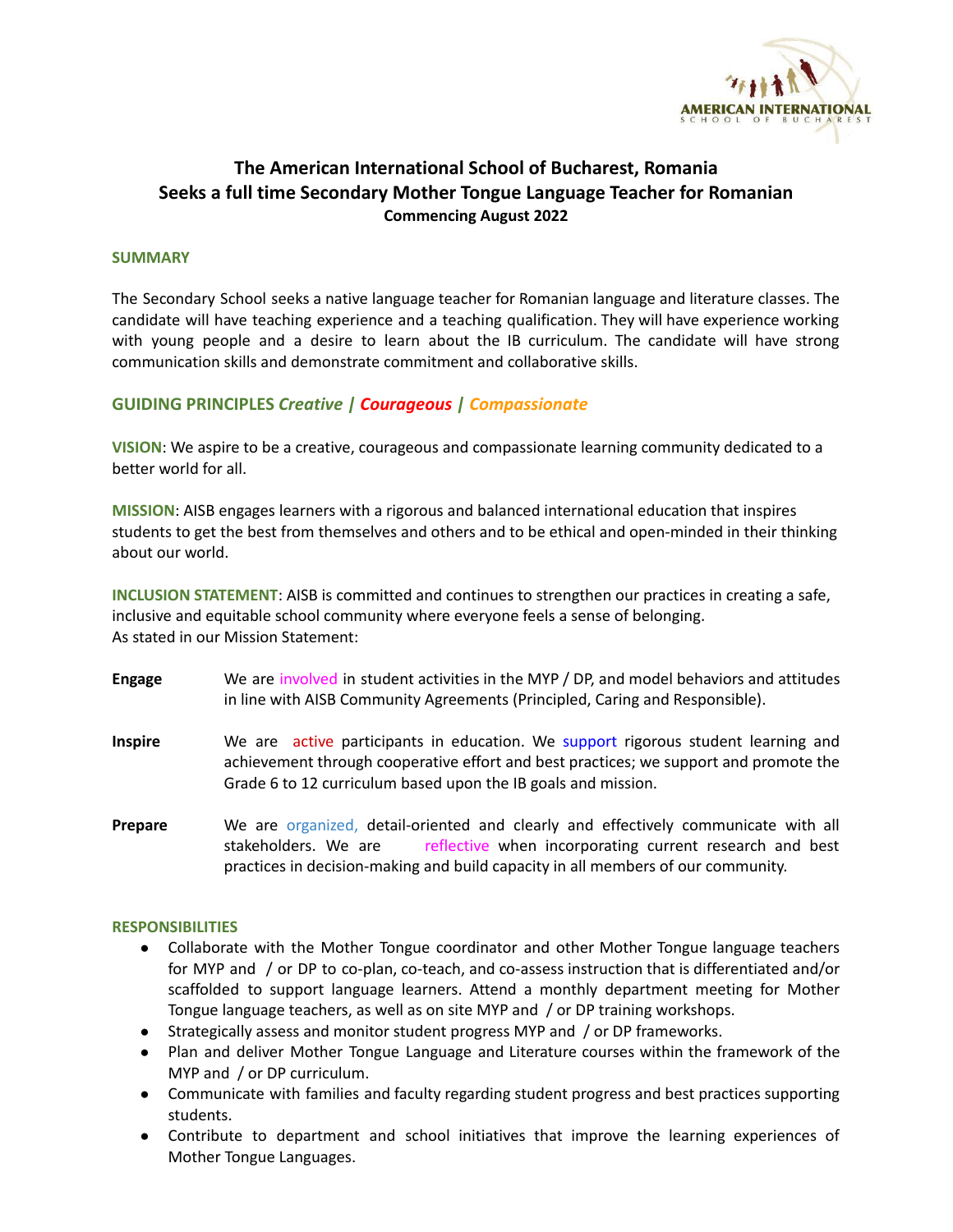# The American International School of Bucharest, Romania
# Seeks a full time Secondary Mother Tongue Language Teacher for Romanian

**Commencing August 2022**

## SUMMARY

The Secondary School seeks a native language teacher for Romanian language and literature classes. The candidate will have teaching experience and a teaching qualification. They will have experience working with young people and a desire to learn about the IB curriculum. The candidate will have strong communication skills and demonstrate commitment and collaborative skills.

## GUIDING PRINCIPLES *Creative* | *Courageous* | *Compassionate*

**VISION**: We aspire to be a creative, courageous and compassionate learning community dedicated to a better world for all.

**MISSION**: AISB engages learners with a rigorous and balanced international education that inspires students to get the best from themselves and others and to be ethical and open-minded in their thinking about our world.

**INCLUSION STATEMENT**: AISB is committed and continues to strengthen our practices in creating a safe, inclusive and equitable school community where everyone feels a sense of belonging.
As stated in our Mission Statement:

**Engage** We are involved in student activities in the MYP / DP, and model behaviors and attitudes in line with AISB Community Agreements (Principled, Caring and Responsible).

**Inspire** We are active participants in education. We support rigorous student learning and achievement through cooperative effort and best practices; we support and promote the Grade 6 to 12 curriculum based upon the IB goals and mission.

**Prepare** We are organized, detail-oriented and clearly and effectively communicate with all stakeholders. We are reflective when incorporating current research and best practices in decision-making and build capacity in all members of our community.

## RESPONSIBILITIES

- Collaborate with the Mother Tongue coordinator and other Mother Tongue language teachers for MYP and / or DP to co-plan, co-teach, and co-assess instruction that is differentiated and/or scaffolded to support language learners. Attend a monthly department meeting for Mother Tongue language teachers, as well as on site MYP and / or DP training workshops.
- Strategically assess and monitor student progress MYP and / or DP frameworks.
- Plan and deliver Mother Tongue Language and Literature courses within the framework of the MYP and / or DP curriculum.
- Communicate with families and faculty regarding student progress and best practices supporting students.
- Contribute to department and school initiatives that improve the learning experiences of Mother Tongue Languages.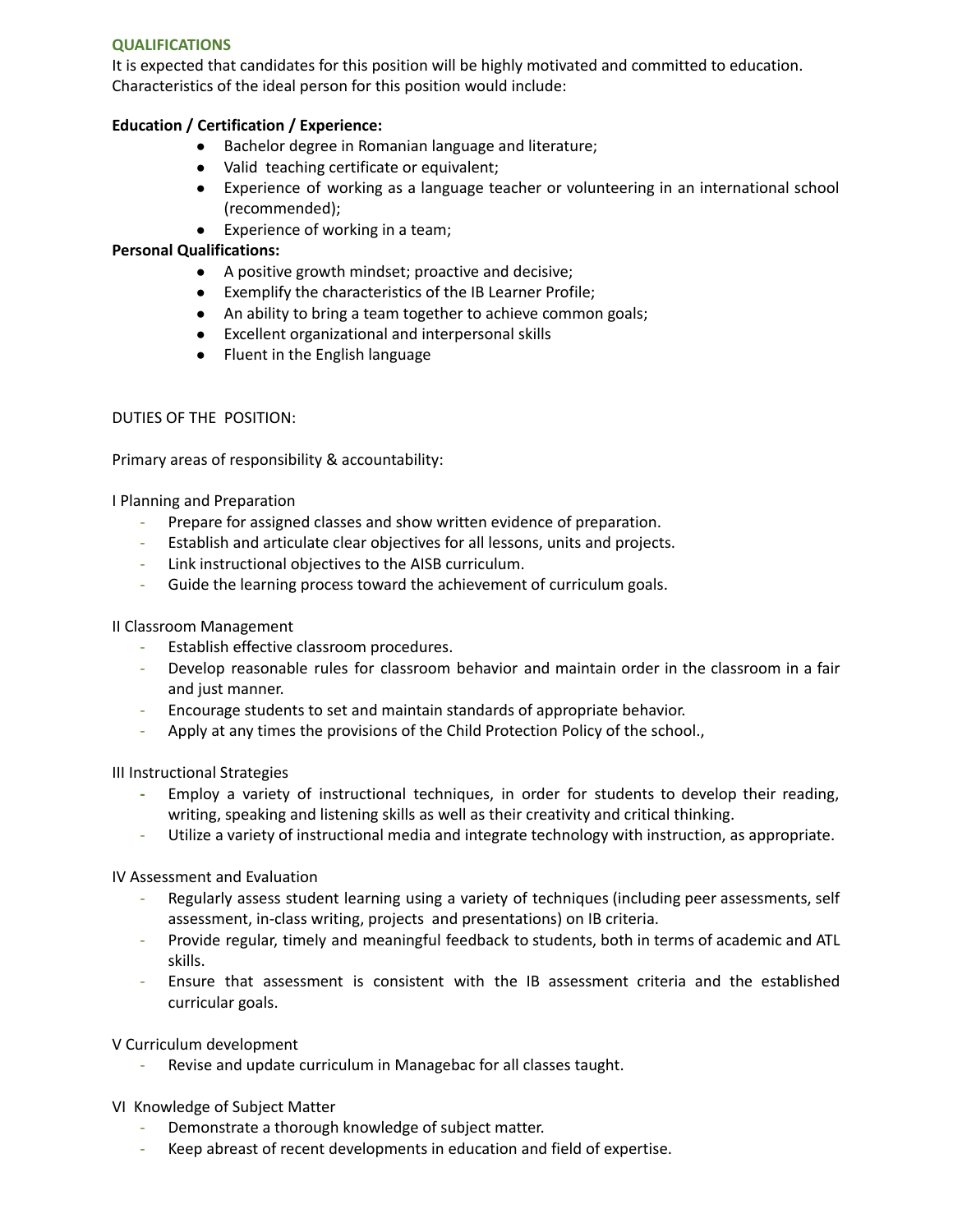### QUALIFICATIONS

It is expected that candidates for this position will be highly motivated and committed to education. Characteristics of the ideal person for this position would include:

**Education / Certification / Experience:**

- Bachelor degree in Romanian language and literature;
- Valid teaching certificate or equivalent;
- Experience of working as a language teacher or volunteering in an international school (recommended);
- Experience of working in a team;

**Personal Qualifications:**

- A positive growth mindset; proactive and decisive;
- Exemplify the characteristics of the IB Learner Profile;
- An ability to bring a team together to achieve common goals;
- Excellent organizational and interpersonal skills
- Fluent in the English language

DUTIES OF THE POSITION:

Primary areas of responsibility & accountability:

I Planning and Preparation

- Prepare for assigned classes and show written evidence of preparation.
- Establish and articulate clear objectives for all lessons, units and projects.
- Link instructional objectives to the AISB curriculum.
- Guide the learning process toward the achievement of curriculum goals.

II Classroom Management

- Establish effective classroom procedures.
- Develop reasonable rules for classroom behavior and maintain order in the classroom in a fair and just manner.
- Encourage students to set and maintain standards of appropriate behavior.
- Apply at any times the provisions of the Child Protection Policy of the school.,

III Instructional Strategies

- Employ a variety of instructional techniques, in order for students to develop their reading, writing, speaking and listening skills as well as their creativity and critical thinking.
- Utilize a variety of instructional media and integrate technology with instruction, as appropriate.

IV Assessment and Evaluation

- Regularly assess student learning using a variety of techniques (including peer assessments, self assessment, in-class writing, projects and presentations) on IB criteria.
- Provide regular, timely and meaningful feedback to students, both in terms of academic and ATL skills.
- Ensure that assessment is consistent with the IB assessment criteria and the established curricular goals.

V Curriculum development

- Revise and update curriculum in Managebac for all classes taught.

VI Knowledge of Subject Matter

- Demonstrate a thorough knowledge of subject matter.
- Keep abreast of recent developments in education and field of expertise.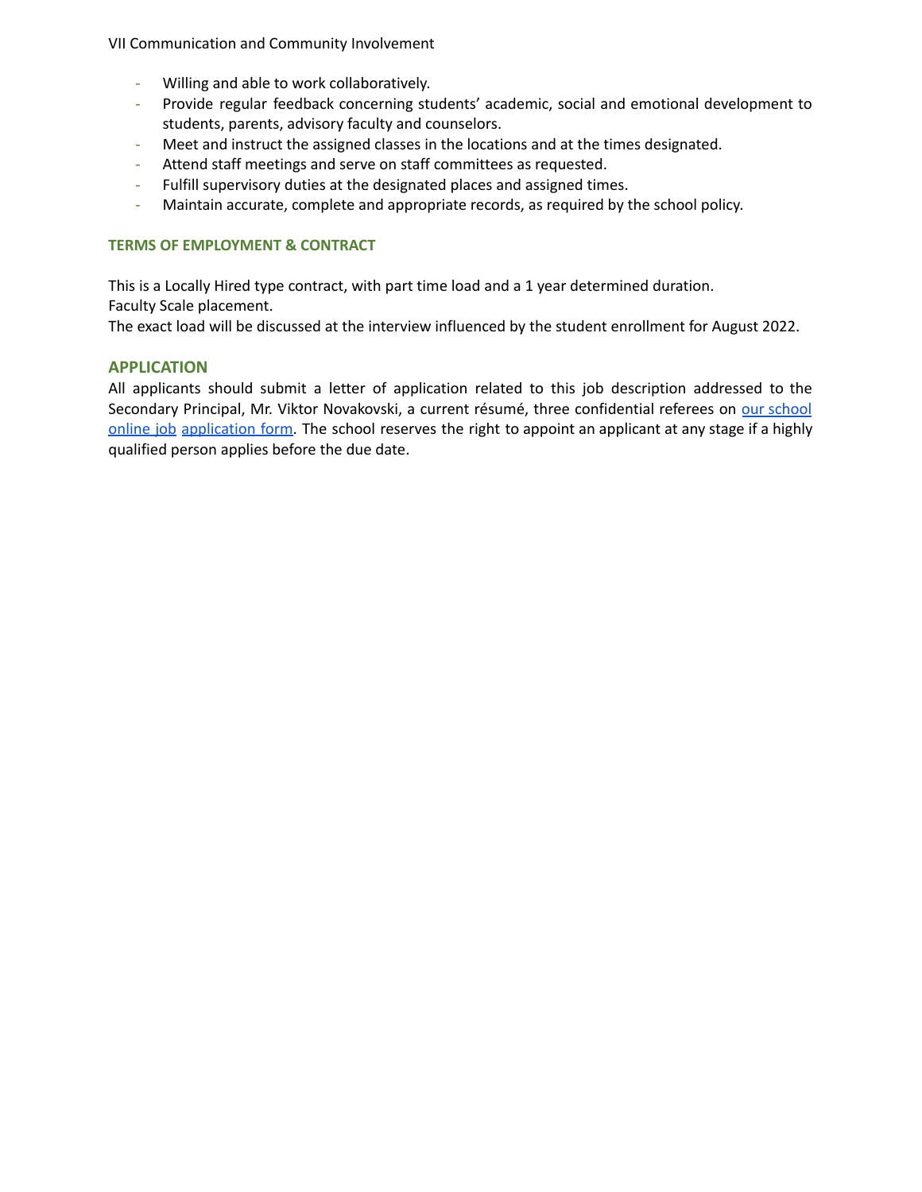VII Communication and Community Involvement

- Willing and able to work collaboratively.
- Provide regular feedback concerning students' academic, social and emotional development to students, parents, advisory faculty and counselors.
- Meet and instruct the assigned classes in the locations and at the times designated.
- Attend staff meetings and serve on staff committees as requested.
- Fulfill supervisory duties at the designated places and assigned times.
- Maintain accurate, complete and appropriate records, as required by the school policy.

### TERMS OF EMPLOYMENT & CONTRACT

This is a Locally Hired type contract, with part time load and a 1 year determined duration.
Faculty Scale placement.
The exact load will be discussed at the interview influenced by the student enrollment for August 2022.

## APPLICATION

All applicants should submit a letter of application related to this job description addressed to the Secondary Principal, Mr. Viktor Novakovski, a current résumé, three confidential referees on our school online job application form. The school reserves the right to appoint an applicant at any stage if a highly qualified person applies before the due date.